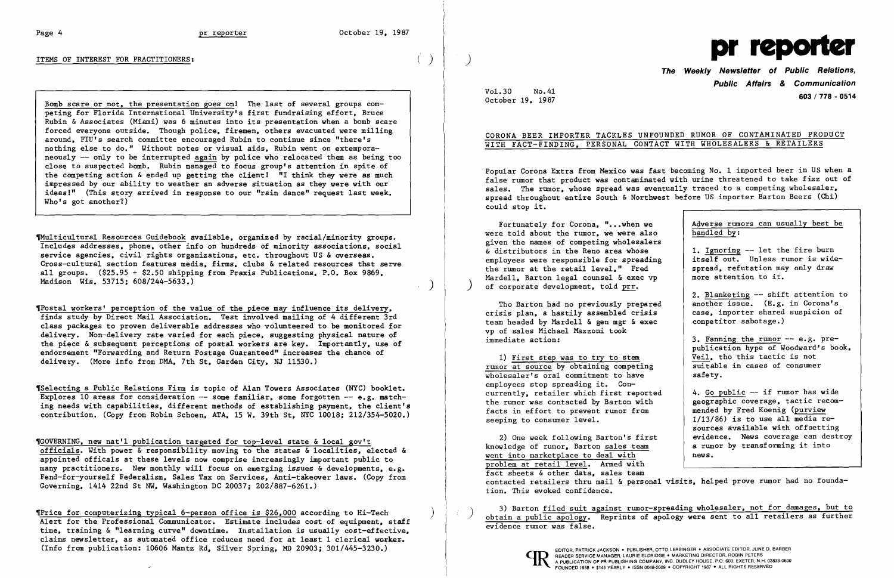ITEMS OF INTEREST FOR PRACTITIONERS:

Bomb scare or not, the presentation goes on! The last of several groups competing for Florida International University's first fundraising effort, Bruce Rubin & Associates (Miami) was 6 minutes into its presentation when a bomb scare forced everyone outside. Though police, firemen, others evacuated were milling around, FIU's search committee encouraged Rubin to continue since "there's nothing else to do." Without notes or visual aids, Rubin went on extemporaneously -- only to be interrupted again by police who relocated them as being too close to suspected bomb. Rubin managed to focus group's attention in spite of the competing action & ended up getting the client! "I think they were as much impressed by our ability to weather an adverse situation as they were with our ideas!" (This story arrived in response to our "rain dance" request last week. Who's got another?)

¶Multicultural Resources Guidebook available, organized by racial/minority groups. Includes addresses, phone, other info on hundreds of minority associations, social service agencies, civil rights organizations, etc. throughout US & overseas. Cross-cultural section features media, firms, clubs & related resources that serve all groups. ($25.95 + $2.50 shipping from Praxis Publications, P.O. Box 9869, Madison Wis. 53715; 608/244-5633.)

¶Postal workers' perception of the value of the piece may influence its delivery, finds study by Direct Mail Association. Test involved mailing of 4 different 3rd class packages to proven deliverable addresses who volunteered to be monitored for delivery. Non-delivery rate varied for each piece, suggesting physical nature of the piece & subsequent perceptions of postal workers are key. Importantly, use of endorsement "Forwarding and Return Postage Guaranteed" increases the chance of delivery. (More info from DMA, 7th St, Garden City, NJ 11530.)

¶Selecting a Public Relations Firm is topic of Alan Towers Associates (NYC) booklet. Explores 10 areas for consideration -- some familiar, some forgotten -- e.g. matching needs with capabilities, different methods of establishing payment, the client's contribution. (Copy from Robin Schoen, ATA, 15 W. 39th St, NYC 10018; 212/354-5020.)

¶GOVERNING, new nat'l publication targeted for top-level state & local gov't officials. With power & responsibility moving to the states & localities, elected & appointed officals at these levels now comprise increasingly important public to many practitioners. New monthly will focus on emerging issues & developments, e.g. Fend-for-yourself Federalism, Sales Tax on Services, Anti-takeover laws. (Copy from Governing, 1414 22nd St NW, Washington DC 20037; 202/887-6261.)

¶Price for computerizing typical 6-person office is $26,000 according to Hi-Tech Alert for the Professional Communicator. Estimate includes cost of equipment, staff time, training & "learning curve" downtime. Installation is usually cost-effective, claims newsletter, as automated office reduces need for at least 1 clerical worker. (Info from publication: 10606 Mantz Rd, Silver Spring, MD 20903; 301/445-3230.)

# pr reporter

**The Weekly Newsletter of Public Relations, Public Affairs & Communication**

603 / 778 - 0514

Vol.30 No.41
October 19, 1987

## CORONA BEER IMPORTER TACKLES UNFOUNDED RUMOR OF CONTAMINATED PRODUCT WITH FACT-FINDING, PERSONAL CONTACT WITH WHOLESALERS & RETAILERS

Popular Corona Extra from Mexico was fast becoming No. 1 imported beer in US when a false rumor that product was contaminated with urine threatened to take fizz out of sales. The rumor, whose spread was eventually traced to a competing wholesaler, spread throughout entire South & Northwest before US importer Barton Beers (Chi) could stop it.

Fortunately for Corona, "...when we were told about the rumor, we were also given the names of competing wholesalers & distributors in the Reno area whose employees were responsible for spreading the rumor at the retail level," Fred Mardell, Barton legal counsel & exec vp of corporate development, told prr.

Tho Barton had no previously prepared crisis plan, a hastily assembled crisis team headed by Mardell & gen mgr & exec vp of sales Michael Mazzoni took immediate action:

1) First step was to try to stem rumor at source by obtaining competing wholesaler's oral commitment to have employees stop spreading it. Concurrently, retailer which first reported the rumor was contacted by Barton with facts in effort to prevent rumor from seeping to consumer level.

2) One week following Barton's first knowledge of rumor, Barton sales team went into marketplace to deal with problem at retail level. Armed with fact sheets & other data, sales team contacted retailers thru mail & personal visits, helped prove rumor had no foundation. This evoked confidence.

3) Barton filed suit against rumor-spreading wholesaler, not for damages, but to obtain a public apology. Reprints of apology were sent to all retailers as further evidence rumor was false.

Adverse rumors can usually best be handled by:

1. Ignoring -- let the fire burn itself out. Unless rumor is widespread, refutation may only draw more attention to it.

2. Blanketing -- shift attention to another issue. (E.g. in Corona's case, importer shared suspicion of competitor sabotage.)

3. Fanning the rumor -- e.g. prepublication hype of Woodward's book, Veil, tho this tactic is not suitable in cases of consumer safety.

4. Go public -- if rumor has wide geographic coverage, tactic recommended by Fred Koenig (purview 1/13/86) is to use all media resources available with offsetting evidence. News coverage can destroy a rumor by transforming it into news.

EDITOR, PATRICK JACKSON • PUBLISHER, OTTO LERBINGER • ASSOCIATE EDITOR, JUNE D. BARBER
READER SERVICE MANAGER, LAURIE ELDRIDGE • MARKETING DIRECTOR, ROBIN PETERS
A PUBLICATION OF PR PUBLISHING COMPANY, INC. DUDLEY HOUSE, P.O. 600, EXETER, N.H. 03833-0600
FOUNDED 1958 • $145 YEARLY • ISSN 0048-2609 • COPYRIGHT 1987 • ALL RIGHTS RESERVED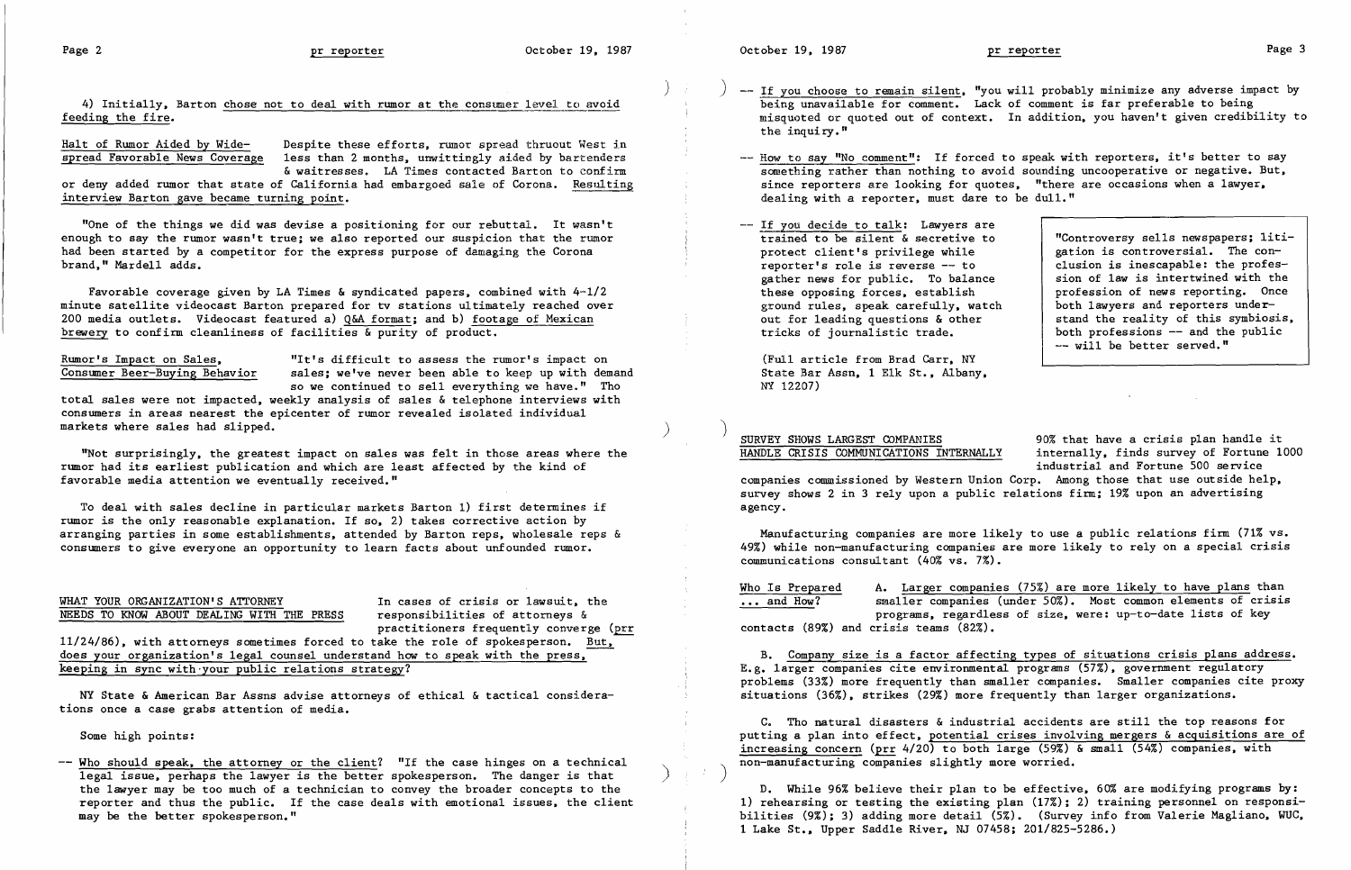4) Initially, Barton chose not to deal with rumor at the consumer level to avoid feeding the fire.

**Halt of Rumor Aided by Wide-spread Favorable News Coverage** Despite these efforts, rumor spread thruout West in less than 2 months, unwittingly aided by bartenders & waitresses. LA Times contacted Barton to confirm or deny added rumor that state of California had embargoed sale of Corona. Resulting interview Barton gave became turning point.

"One of the things we did was devise a positioning for our rebuttal. It wasn't enough to say the rumor wasn't true; we also reported our suspicion that the rumor had been started by a competitor for the express purpose of damaging the Corona brand," Mardell adds.

Favorable coverage given by LA Times & syndicated papers, combined with 4-1/2 minute satellite videocast Barton prepared for tv stations ultimately reached over 200 media outlets. Videocast featured a) Q&A format; and b) footage of Mexican brewery to confirm cleanliness of facilities & purity of product.

**Rumor's Impact on Sales, Consumer Beer-Buying Behavior** "It's difficult to assess the rumor's impact on sales; we've never been able to keep up with demand so we continued to sell everything we have." Tho total sales were not impacted, weekly analysis of sales & telephone interviews with consumers in areas nearest the epicenter of rumor revealed isolated individual markets where sales had slipped.

"Not surprisingly, the greatest impact on sales was felt in those areas where the rumor had its earliest publication and which are least affected by the kind of favorable media attention we eventually received."

To deal with sales decline in particular markets Barton 1) first determines if rumor is the only reasonable explanation. If so, 2) takes corrective action by arranging parties in some establishments, attended by Barton reps, wholesale reps & consumers to give everyone an opportunity to learn facts about unfounded rumor.

## WHAT YOUR ORGANIZATION'S ATTORNEY NEEDS TO KNOW ABOUT DEALING WITH THE PRESS

In cases of crisis or lawsuit, the responsibilities of attorneys & practitioners frequently converge (prr 11/24/86), with attorneys sometimes forced to take the role of spokesperson. But, does your organization's legal counsel understand how to speak with the press, keeping in sync with your public relations strategy?

NY State & American Bar Assns advise attorneys of ethical & tactical considerations once a case grabs attention of media.

Some high points:

-- Who should speak, the attorney or the client? "If the case hinges on a technical legal issue, perhaps the lawyer is the better spokesperson. The danger is that the lawyer may be too much of a technician to convey the broader concepts to the reporter and thus the public. If the case deals with emotional issues, the client may be the better spokesperson."

-- If you choose to remain silent, "you will probably minimize any adverse impact by being unavailable for comment. Lack of comment is far preferable to being misquoted or quoted out of context. In addition, you haven't given credibility to the inquiry."

-- How to say "No comment": If forced to speak with reporters, it's better to say something rather than nothing to avoid sounding uncooperative or negative. But, since reporters are looking for quotes, "there are occasions when a lawyer, dealing with a reporter, must dare to be dull."

-- If you decide to talk: Lawyers are trained to be silent & secretive to protect client's privilege while reporter's role is reverse -- to gather news for public. To balance these opposing forces, establish ground rules, speak carefully, watch out for leading questions & other tricks of journalistic trade.

(Full article from Brad Carr, NY State Bar Assn, 1 Elk St., Albany, NY 12207)

> "Controversy sells newspapers; litigation is controversial. The conclusion is inescapable: the profession of law is intertwined with the profession of news reporting. Once both lawyers and reporters understand the reality of this symbiosis, both professions -- and the public -- will be better served."

## SURVEY SHOWS LARGEST COMPANIES HANDLE CRISIS COMMUNICATIONS INTERNALLY

90% that have a crisis plan handle it internally, finds survey of Fortune 1000 industrial and Fortune 500 service companies commissioned by Western Union Corp. Among those that use outside help, survey shows 2 in 3 rely upon a public relations firm; 19% upon an advertising agency.

Manufacturing companies are more likely to use a public relations firm (71% vs. 49%) while non-manufacturing companies are more likely to rely on a special crisis communications consultant (40% vs. 7%).

**Who Is Prepared ... and How?** A. Larger companies (75%) are more likely to have plans than smaller companies (under 50%). Most common elements of crisis programs, regardless of size, were: up-to-date lists of key contacts (89%) and crisis teams (82%).

B. Company size is a factor affecting types of situations crisis plans address. E.g. larger companies cite environmental programs (57%), government regulatory problems (33%) more frequently than smaller companies. Smaller companies cite proxy situations (36%), strikes (29%) more frequently than larger organizations.

C. Tho natural disasters & industrial accidents are still the top reasons for putting a plan into effect, potential crises involving mergers & acquisitions are of increasing concern (prr 4/20) to both large (59%) & small (54%) companies, with non-manufacturing companies slightly more worried.

D. While 96% believe their plan to be effective, 60% are modifying programs by: 1) rehearsing or testing the existing plan (17%); 2) training personnel on responsibilities (9%); 3) adding more detail (5%). (Survey info from Valerie Magliano, WUC, 1 Lake St., Upper Saddle River, NJ 07458; 201/825-5286.)